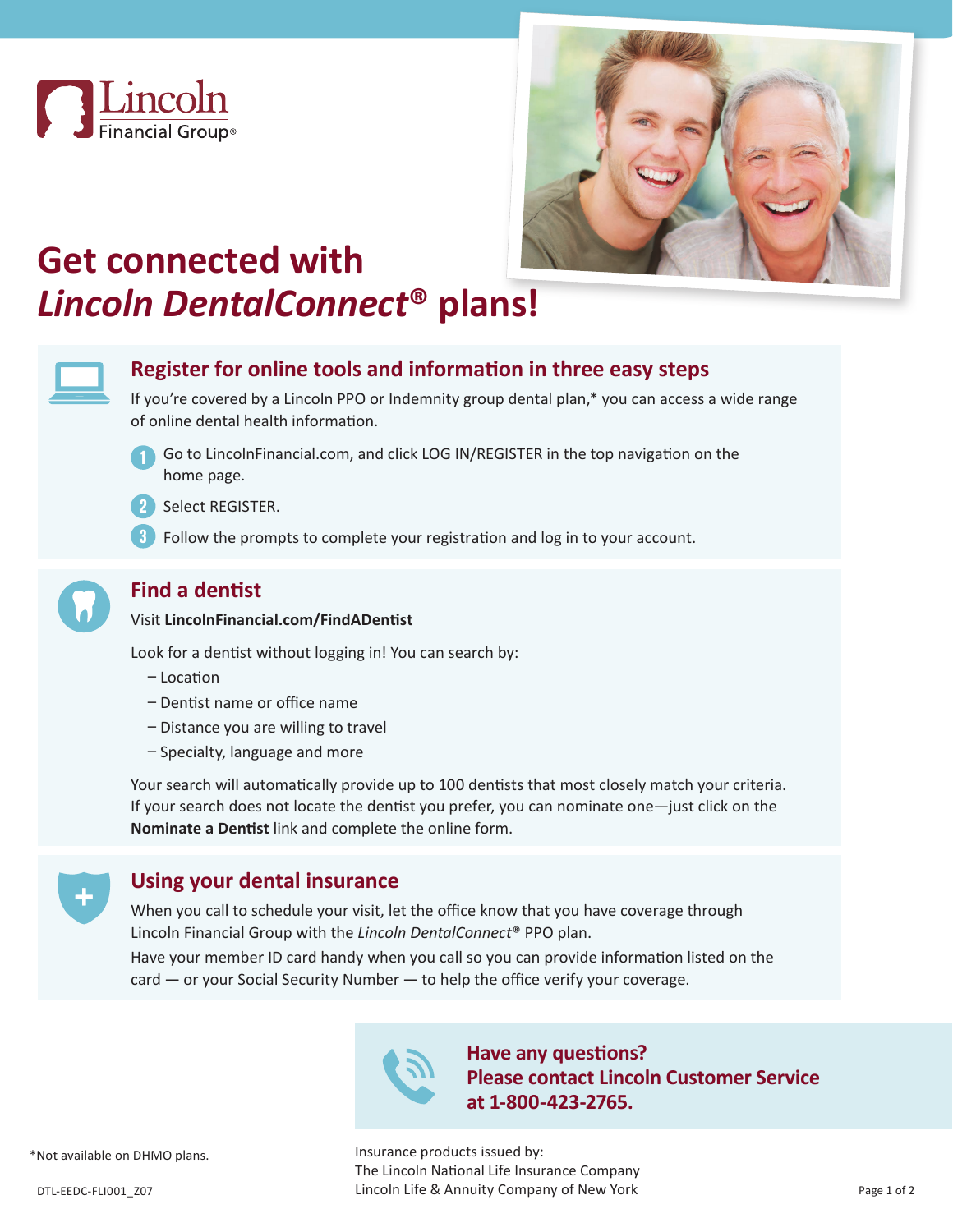Lincoln Financial Group®

# Get connected with *Lincoln DentalConnect®* plans!

## Register for online tools and information in three easy steps

If you're covered by a Lincoln PPO or Indemnity group dental plan,* you can access a wide range of online dental health information.

1. Go to LincolnFinancial.com, and click LOG IN/REGISTER in the top navigation on the home page.
2. Select REGISTER.
3. Follow the prompts to complete your registration and log in to your account.

## Find a dentist

Visit **LincolnFinancial.com/FindADentist**

Look for a dentist without logging in! You can search by:

- Location
- Dentist name or office name
- Distance you are willing to travel
- Specialty, language and more

Your search will automatically provide up to 100 dentists that most closely match your criteria. If your search does not locate the dentist you prefer, you can nominate one—just click on the **Nominate a Dentist** link and complete the online form.

## Using your dental insurance

When you call to schedule your visit, let the office know that you have coverage through Lincoln Financial Group with the *Lincoln DentalConnect®* PPO plan.

Have your member ID card handy when you call so you can provide information listed on the card — or your Social Security Number — to help the office verify your coverage.

**Have any questions?**
**Please contact Lincoln Customer Service at 1-800-423-2765.**

*Not available on DHMO plans.

Insurance products issued by:
The Lincoln National Life Insurance Company
Lincoln Life & Annuity Company of New York

DTL-EEDC-FLI001_Z07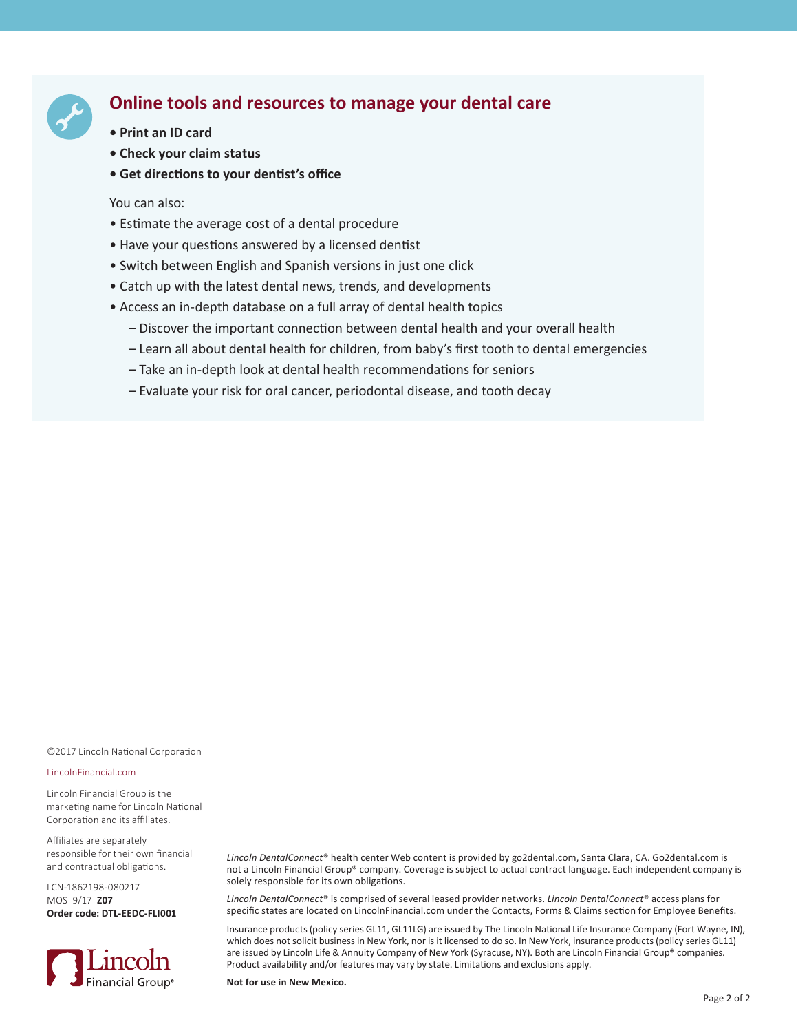## Online tools and resources to manage your dental care

- **Print an ID card**
- **Check your claim status**
- **Get directions to your dentist's office**

You can also:

- Estimate the average cost of a dental procedure
- Have your questions answered by a licensed dentist
- Switch between English and Spanish versions in just one click
- Catch up with the latest dental news, trends, and developments
- Access an in-depth database on a full array of dental health topics
  - Discover the important connection between dental health and your overall health
  - Learn all about dental health for children, from baby's first tooth to dental emergencies
  - Take an in-depth look at dental health recommendations for seniors
  - Evaluate your risk for oral cancer, periodontal disease, and tooth decay

©2017 Lincoln National Corporation

LincolnFinancial.com

Lincoln Financial Group is the marketing name for Lincoln National Corporation and its affiliates.

Affiliates are separately responsible for their own financial and contractual obligations.

LCN-1862198-080217
MOS 9/17 **Z07**
**Order code: DTL-EEDC-FLI001**

*Lincoln DentalConnect*® health center Web content is provided by go2dental.com, Santa Clara, CA. Go2dental.com is not a Lincoln Financial Group® company. Coverage is subject to actual contract language. Each independent company is solely responsible for its own obligations.

*Lincoln DentalConnect*® is comprised of several leased provider networks. *Lincoln DentalConnect*® access plans for specific states are located on LincolnFinancial.com under the Contacts, Forms & Claims section for Employee Benefits.

Insurance products (policy series GL11, GL11LG) are issued by The Lincoln National Life Insurance Company (Fort Wayne, IN), which does not solicit business in New York, nor is it licensed to do so. In New York, insurance products (policy series GL11) are issued by Lincoln Life & Annuity Company of New York (Syracuse, NY). Both are Lincoln Financial Group® companies. Product availability and/or features may vary by state. Limitations and exclusions apply.

**Not for use in New Mexico.**